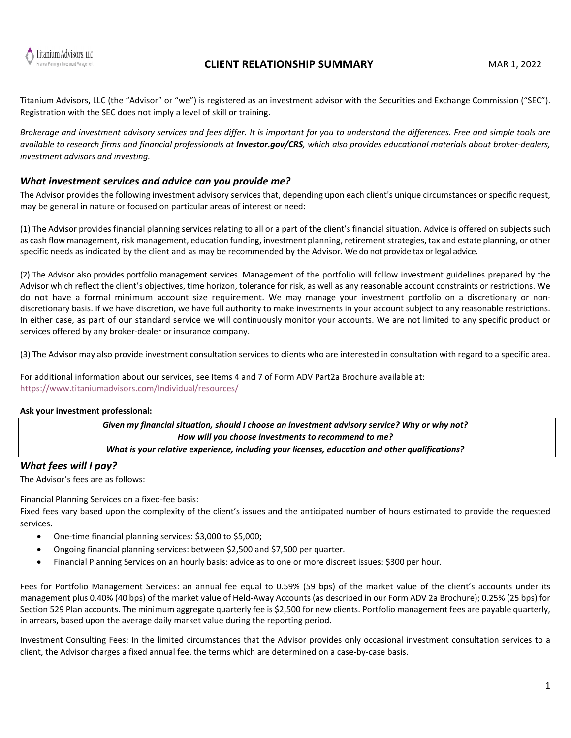Titanium Advisors, LLC
Financial Planning + Investment Management

# CLIENT RELATIONSHIP SUMMARY

MAR 1, 2022

Titanium Advisors, LLC (the "Advisor" or "we") is registered as an investment advisor with the Securities and Exchange Commission ("SEC"). Registration with the SEC does not imply a level of skill or training.

*Brokerage and investment advisory services and fees differ. It is important for you to understand the differences. Free and simple tools are available to research firms and financial professionals at **Investor.gov/CRS**, which also provides educational materials about broker-dealers, investment advisors and investing.*

## *What investment services and advice can you provide me?*

The Advisor provides the following investment advisory services that, depending upon each client's unique circumstances or specific request, may be general in nature or focused on particular areas of interest or need:

(1) The Advisor provides financial planning services relating to all or a part of the client's financial situation. Advice is offered on subjects such as cash flow management, risk management, education funding, investment planning, retirement strategies, tax and estate planning, or other specific needs as indicated by the client and as may be recommended by the Advisor. We do not provide tax or legal advice.

(2) The Advisor also provides portfolio management services. Management of the portfolio will follow investment guidelines prepared by the Advisor which reflect the client's objectives, time horizon, tolerance for risk, as well as any reasonable account constraints or restrictions. We do not have a formal minimum account size requirement. We may manage your investment portfolio on a discretionary or non-discretionary basis. If we have discretion, we have full authority to make investments in your account subject to any reasonable restrictions. In either case, as part of our standard service we will continuously monitor your accounts. We are not limited to any specific product or services offered by any broker-dealer or insurance company.

(3) The Advisor may also provide investment consultation services to clients who are interested in consultation with regard to a specific area.

For additional information about our services, see Items 4 and 7 of Form ADV Part2a Brochure available at:
https://www.titaniumadvisors.com/Individual/resources/

**Ask your investment professional:**

***Given my financial situation, should I choose an investment advisory service? Why or why not?***
***How will you choose investments to recommend to me?***
***What is your relative experience, including your licenses, education and other qualifications?***

## *What fees will I pay?*

The Advisor's fees are as follows:

Financial Planning Services on a fixed-fee basis:
Fixed fees vary based upon the complexity of the client's issues and the anticipated number of hours estimated to provide the requested services.

- One-time financial planning services: $3,000 to $5,000;
- Ongoing financial planning services: between $2,500 and $7,500 per quarter.
- Financial Planning Services on an hourly basis: advice as to one or more discreet issues: $300 per hour.

Fees for Portfolio Management Services: an annual fee equal to 0.59% (59 bps) of the market value of the client's accounts under its management plus 0.40% (40 bps) of the market value of Held-Away Accounts (as described in our Form ADV 2a Brochure); 0.25% (25 bps) for Section 529 Plan accounts. The minimum aggregate quarterly fee is $2,500 for new clients. Portfolio management fees are payable quarterly, in arrears, based upon the average daily market value during the reporting period.

Investment Consulting Fees: In the limited circumstances that the Advisor provides only occasional investment consultation services to a client, the Advisor charges a fixed annual fee, the terms which are determined on a case-by-case basis.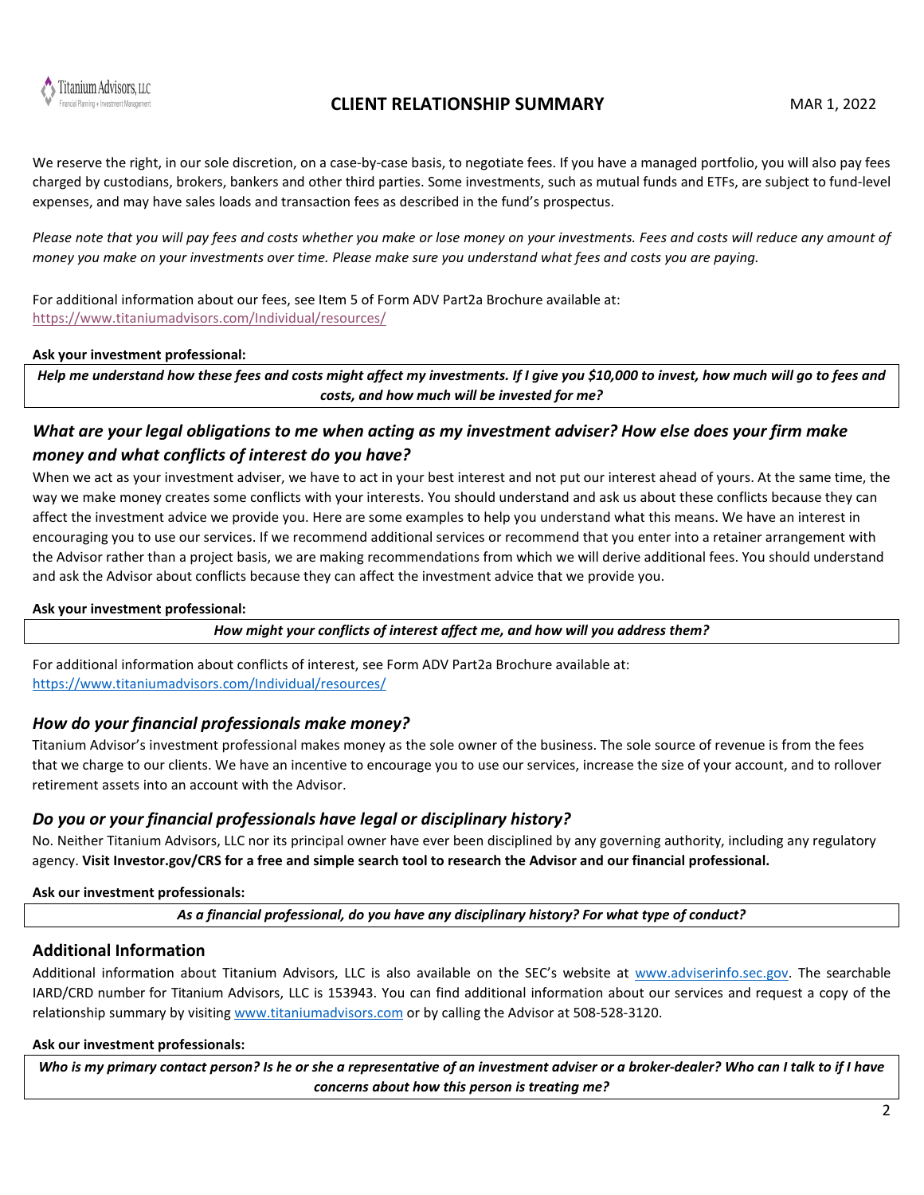We reserve the right, in our sole discretion, on a case-by-case basis, to negotiate fees. If you have a managed portfolio, you will also pay fees charged by custodians, brokers, bankers and other third parties. Some investments, such as mutual funds and ETFs, are subject to fund-level expenses, and may have sales loads and transaction fees as described in the fund's prospectus.

*Please note that you will pay fees and costs whether you make or lose money on your investments. Fees and costs will reduce any amount of money you make on your investments over time. Please make sure you understand what fees and costs you are paying.*

For additional information about our fees, see Item 5 of Form ADV Part2a Brochure available at: https://www.titaniumadvisors.com/Individual/resources/

**Ask your investment professional:**

***Help me understand how these fees and costs might affect my investments. If I give you $10,000 to invest, how much will go to fees and costs, and how much will be invested for me?***

## *What are your legal obligations to me when acting as my investment adviser? How else does your firm make money and what conflicts of interest do you have?*

When we act as your investment adviser, we have to act in your best interest and not put our interest ahead of yours. At the same time, the way we make money creates some conflicts with your interests. You should understand and ask us about these conflicts because they can affect the investment advice we provide you. Here are some examples to help you understand what this means. We have an interest in encouraging you to use our services. If we recommend additional services or recommend that you enter into a retainer arrangement with the Advisor rather than a project basis, we are making recommendations from which we will derive additional fees. You should understand and ask the Advisor about conflicts because they can affect the investment advice that we provide you.

**Ask your investment professional:**

***How might your conflicts of interest affect me, and how will you address them?***

For additional information about conflicts of interest, see Form ADV Part2a Brochure available at: https://www.titaniumadvisors.com/Individual/resources/

## *How do your financial professionals make money?*

Titanium Advisor's investment professional makes money as the sole owner of the business. The sole source of revenue is from the fees that we charge to our clients. We have an incentive to encourage you to use our services, increase the size of your account, and to rollover retirement assets into an account with the Advisor.

## *Do you or your financial professionals have legal or disciplinary history?*

No. Neither Titanium Advisors, LLC nor its principal owner have ever been disciplined by any governing authority, including any regulatory agency. **Visit Investor.gov/CRS for a free and simple search tool to research the Advisor and our financial professional.**

**Ask our investment professionals:**

***As a financial professional, do you have any disciplinary history? For what type of conduct?***

## Additional Information

Additional information about Titanium Advisors, LLC is also available on the SEC's website at www.adviserinfo.sec.gov. The searchable IARD/CRD number for Titanium Advisors, LLC is 153943. You can find additional information about our services and request a copy of the relationship summary by visiting www.titaniumadvisors.com or by calling the Advisor at 508-528-3120.

**Ask our investment professionals:**

***Who is my primary contact person? Is he or she a representative of an investment adviser or a broker-dealer? Who can I talk to if I have concerns about how this person is treating me?***